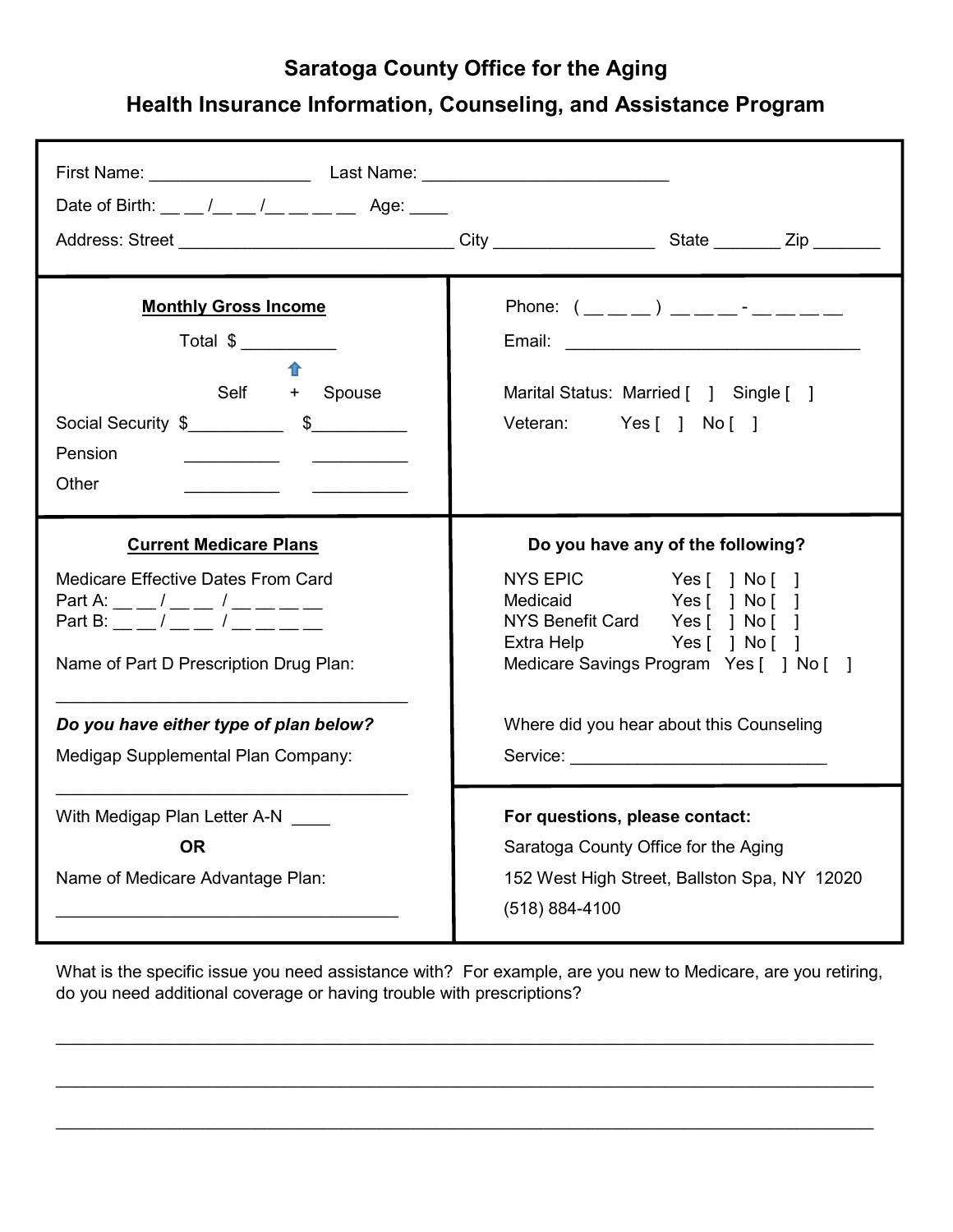# Saratoga County Office for the Aging

## Health Insurance Information, Counseling, and Assistance Program

First Name: ________________ Last Name: ________________________

Date of Birth: __ __ /__ __ /__ __ __ __ Age: ____

Address: Street ____________________________ City ________________ State _______ Zip _______

**Monthly Gross Income**

Total $ __________

| | Self | + Spouse |
|---|---|---|
| Social Security | $__________ | $__________ |
| Pension | __________ | __________ |
| Other | __________ | __________ |

Phone: ( __ __ __ ) __ __ __ - __ __ __ __

Email: ______________________________

Marital Status: Married [ ] Single [ ]

Veteran: Yes [ ] No [ ]

**Current Medicare Plans**

Medicare Effective Dates From Card

Part A: __ __ / __ __ / __ __ __ __

Part B: __ __ / __ __ / __ __ __ __

Name of Part D Prescription Drug Plan:

____________________________________

***Do you have either type of plan below?***

Medigap Supplemental Plan Company:

____________________________________

With Medigap Plan Letter A-N ____

**OR**

Name of Medicare Advantage Plan:

____________________________________

**Do you have any of the following?**

| | | |
|---|---|---|
| NYS EPIC | Yes [ ] | No [ ] |
| Medicaid | Yes [ ] | No [ ] |
| NYS Benefit Card | Yes [ ] | No [ ] |
| Extra Help | Yes [ ] | No [ ] |
| Medicare Savings Program | Yes [ ] | No [ ] |

Where did you hear about this Counseling Service: __________________________

**For questions, please contact:**

Saratoga County Office for the Aging

152 West High Street, Ballston Spa, NY 12020

(518) 884-4100

What is the specific issue you need assistance with? For example, are you new to Medicare, are you retiring, do you need additional coverage or having trouble with prescriptions?

______________________________________________________________________________

______________________________________________________________________________

______________________________________________________________________________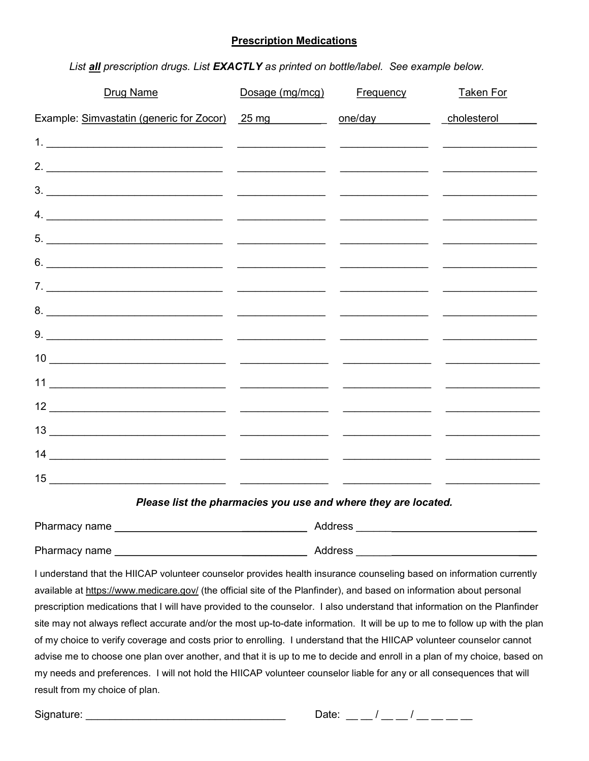## Prescription Medications

*List **all** prescription drugs. List **EXACTLY** as printed on bottle/label. See example below.*

| Drug Name | Dosage (mg/mcg) | Frequency | Taken For |
|---|---|---|---|
| Example: Simvastatin (generic for Zocor) | 25 mg | one/day | cholesterol |
| 1. | | | |
| 2. | | | |
| 3. | | | |
| 4. | | | |
| 5. | | | |
| 6. | | | |
| 7. | | | |
| 8. | | | |
| 9. | | | |
| 10 | | | |
| 11 | | | |
| 12 | | | |
| 13 | | | |
| 14 | | | |
| 15 | | | |

***Please list the pharmacies you use and where they are located.***

Pharmacy name ______________________________ Address ______________________________

Pharmacy name ______________________________ Address ______________________________

I understand that the HIICAP volunteer counselor provides health insurance counseling based on information currently available at https://www.medicare.gov/ (the official site of the Planfinder), and based on information about personal prescription medications that I will have provided to the counselor. I also understand that information on the Planfinder site may not always reflect accurate and/or the most up-to-date information. It will be up to me to follow up with the plan of my choice to verify coverage and costs prior to enrolling. I understand that the HIICAP volunteer counselor cannot advise me to choose one plan over another, and that it is up to me to decide and enroll in a plan of my choice, based on my needs and preferences. I will not hold the HIICAP volunteer counselor liable for any or all consequences that will result from my choice of plan.

Signature: ______________________________ Date: __ __ / __ __ / __ __ __ __